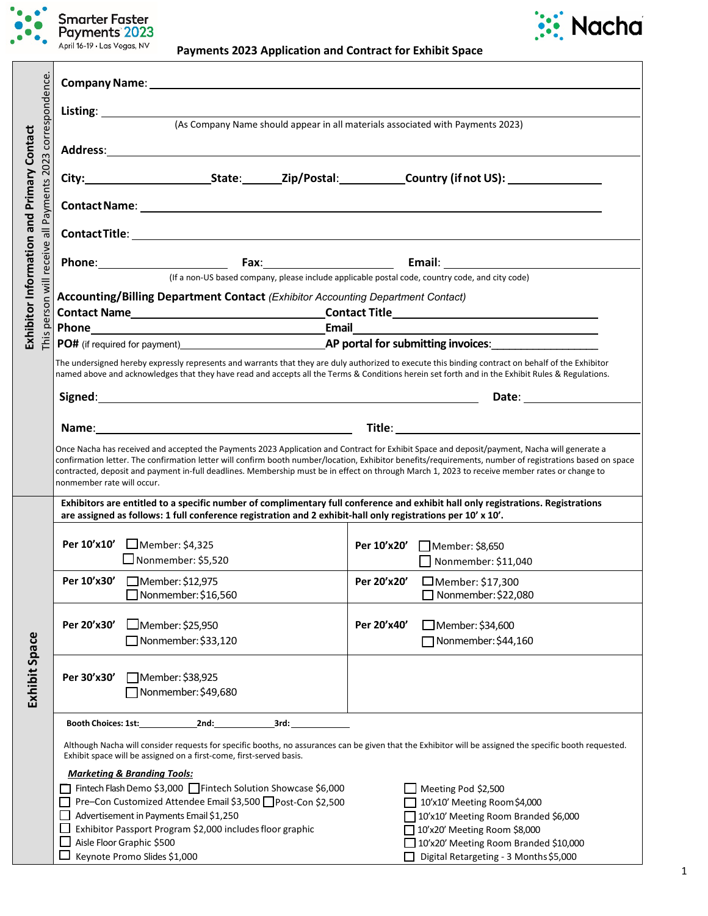Smarter Faster Payments 2023
April 16-19 • Las Vegas, NV

Nacha

# Payments 2023 Application and Contract for Exhibit Space

## Exhibitor Information and Primary Contact

*This person will receive all Payments 2023 correspondence.*

**Company Name**: ____________________

**Listing**: ____________________
(As Company Name should appear in all materials associated with Payments 2023)

**Address**: ____________________

**City**: __________ **State**: ______ **Zip/Postal**: __________ **Country (if not US)**: __________

**Contact Name**: ____________________

**Contact Title**: ____________________

**Phone**: __________ **Fax**: __________ **Email**: __________
(If a non-US based company, please include applicable postal code, country code, and city code)

**Accounting/Billing Department Contact** *(Exhibitor Accounting Department Contact)*

**Contact Name** __________ **Contact Title** __________

**Phone** __________ **Email** __________

**PO#** (if required for payment) __________ **AP portal for submitting invoices**: __________

The undersigned hereby expressly represents and warrants that they are duly authorized to execute this binding contract on behalf of the Exhibitor named above and acknowledges that they have read and accepts all the Terms & Conditions herein set forth and in the Exhibit Rules & Regulations.

**Signed**: ____________________ **Date**: __________

**Name**: ____________________ **Title**: ____________________

Once Nacha has received and accepted the Payments 2023 Application and Contract for Exhibit Space and deposit/payment, Nacha will generate a confirmation letter. The confirmation letter will confirm booth number/location, Exhibitor benefits/requirements, number of registrations based on space contracted, deposit and payment in-full deadlines. Membership must be in effect on through March 1, 2023 to receive member rates or change to nonmember rate will occur.

## Exhibit Space

**Exhibitors are entitled to a specific number of complimentary full conference and exhibit hall only registrations. Registrations are assigned as follows: 1 full conference registration and 2 exhibit-hall only registrations per 10' x 10'.**

| Size | Rates | Size | Rates |
|---|---|---|---|
| **Per 10'x10'** | ☐ Member: $4,325<br>☐ Nonmember: $5,520 | **Per 10'x20'** | ☐ Member: $8,650<br>☐ Nonmember: $11,040 |
| **Per 10'x30'** | ☐ Member: $12,975<br>☐ Nonmember: $16,560 | **Per 20'x20'** | ☐ Member: $17,300<br>☐ Nonmember: $22,080 |
| **Per 20'x30'** | ☐ Member: $25,950<br>☐ Nonmember: $33,120 | **Per 20'x40'** | ☐ Member: $34,600<br>☐ Nonmember: $44,160 |
| **Per 30'x30'** | ☐ Member: $38,925<br>☐ Nonmember: $49,680 | | |

**Booth Choices: 1st:** __________ **2nd:** __________ **3rd:** __________

Although Nacha will consider requests for specific booths, no assurances can be given that the Exhibitor will be assigned the specific booth requested. Exhibit space will be assigned on a first-come, first-served basis.

***Marketing & Branding Tools:***

- ☐ Fintech Flash Demo $3,000 ☐ Fintech Solution Showcase $6,000
- ☐ Pre–Con Customized Attendee Email $3,500 ☐ Post-Con $2,500
- ☐ Advertisement in Payments Email $1,250
- ☐ Exhibitor Passport Program $2,000 includes floor graphic
- ☐ Aisle Floor Graphic $500
- ☐ Keynote Promo Slides $1,000
- ☐ Meeting Pod $2,500
- ☐ 10'x10' Meeting Room $4,000
- ☐ 10'x10' Meeting Room Branded $6,000
- ☐ 10'x20' Meeting Room $8,000
- ☐ 10'x20' Meeting Room Branded $10,000
- ☐ Digital Retargeting - 3 Months $5,000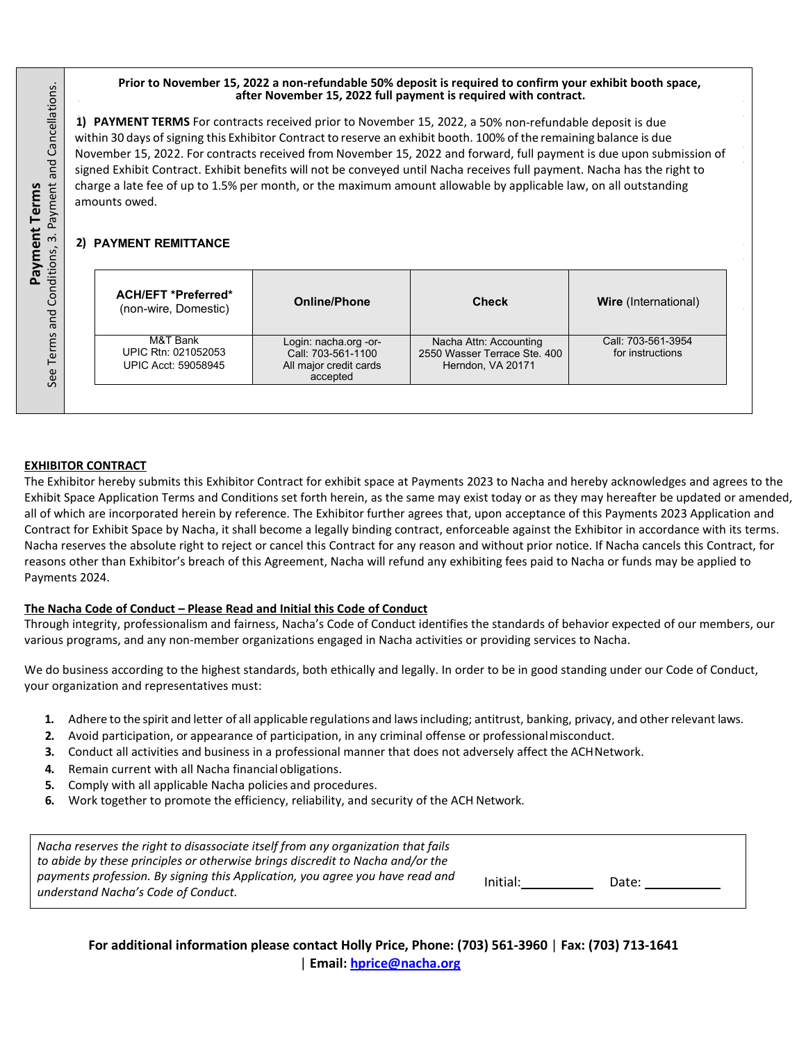**Payment Terms**

See Terms and Conditions, 3. Payment and Cancellations.

**Prior to November 15, 2022 a non-refundable 50% deposit is required to confirm your exhibit booth space, after November 15, 2022 full payment is required with contract.**

**1) PAYMENT TERMS** For contracts received prior to November 15, 2022, a 50% non-refundable deposit is due within 30 days of signing this Exhibitor Contract to reserve an exhibit booth. 100% of the remaining balance is due November 15, 2022. For contracts received from November 15, 2022 and forward, full payment is due upon submission of signed Exhibit Contract. Exhibit benefits will not be conveyed until Nacha receives full payment. Nacha has the right to charge a late fee of up to 1.5% per month, or the maximum amount allowable by applicable law, on all outstanding amounts owed.

**2) PAYMENT REMITTANCE**

| **ACH/EFT *Preferred*** (non-wire, Domestic) | **Online/Phone** | **Check** | **Wire** (International) |
|---|---|---|---|
| M&T Bank<br>UPIC Rtn: 021052053<br>UPIC Acct: 59058945 | Login: nacha.org -or-<br>Call: 703-561-1100<br>All major credit cards accepted | Nacha Attn: Accounting<br>2550 Wasser Terrace Ste. 400<br>Herndon, VA 20171 | Call: 703-561-3954<br>for instructions |

**EXHIBITOR CONTRACT**

The Exhibitor hereby submits this Exhibitor Contract for exhibit space at Payments 2023 to Nacha and hereby acknowledges and agrees to the Exhibit Space Application Terms and Conditions set forth herein, as the same may exist today or as they may hereafter be updated or amended, all of which are incorporated herein by reference. The Exhibitor further agrees that, upon acceptance of this Payments 2023 Application and Contract for Exhibit Space by Nacha, it shall become a legally binding contract, enforceable against the Exhibitor in accordance with its terms. Nacha reserves the absolute right to reject or cancel this Contract for any reason and without prior notice. If Nacha cancels this Contract, for reasons other than Exhibitor's breach of this Agreement, Nacha will refund any exhibiting fees paid to Nacha or funds may be applied to Payments 2024.

**The Nacha Code of Conduct – Please Read and Initial this Code of Conduct**

Through integrity, professionalism and fairness, Nacha's Code of Conduct identifies the standards of behavior expected of our members, our various programs, and any non-member organizations engaged in Nacha activities or providing services to Nacha.

We do business according to the highest standards, both ethically and legally. In order to be in good standing under our Code of Conduct, your organization and representatives must:

1. Adhere to the spirit and letter of all applicable regulations and laws including; antitrust, banking, privacy, and other relevant laws.
2. Avoid participation, or appearance of participation, in any criminal offense or professional misconduct.
3. Conduct all activities and business in a professional manner that does not adversely affect the ACH Network.
4. Remain current with all Nacha financial obligations.
5. Comply with all applicable Nacha policies and procedures.
6. Work together to promote the efficiency, reliability, and security of the ACH Network.

*Nacha reserves the right to disassociate itself from any organization that fails to abide by these principles or otherwise brings discredit to Nacha and/or the payments profession. By signing this Application, you agree you have read and understand Nacha's Code of Conduct.*

Initial:__________ Date: __________

**For additional information please contact Holly Price, Phone: (703) 561-3960 | Fax: (703) 713-1641 | Email: hprice@nacha.org**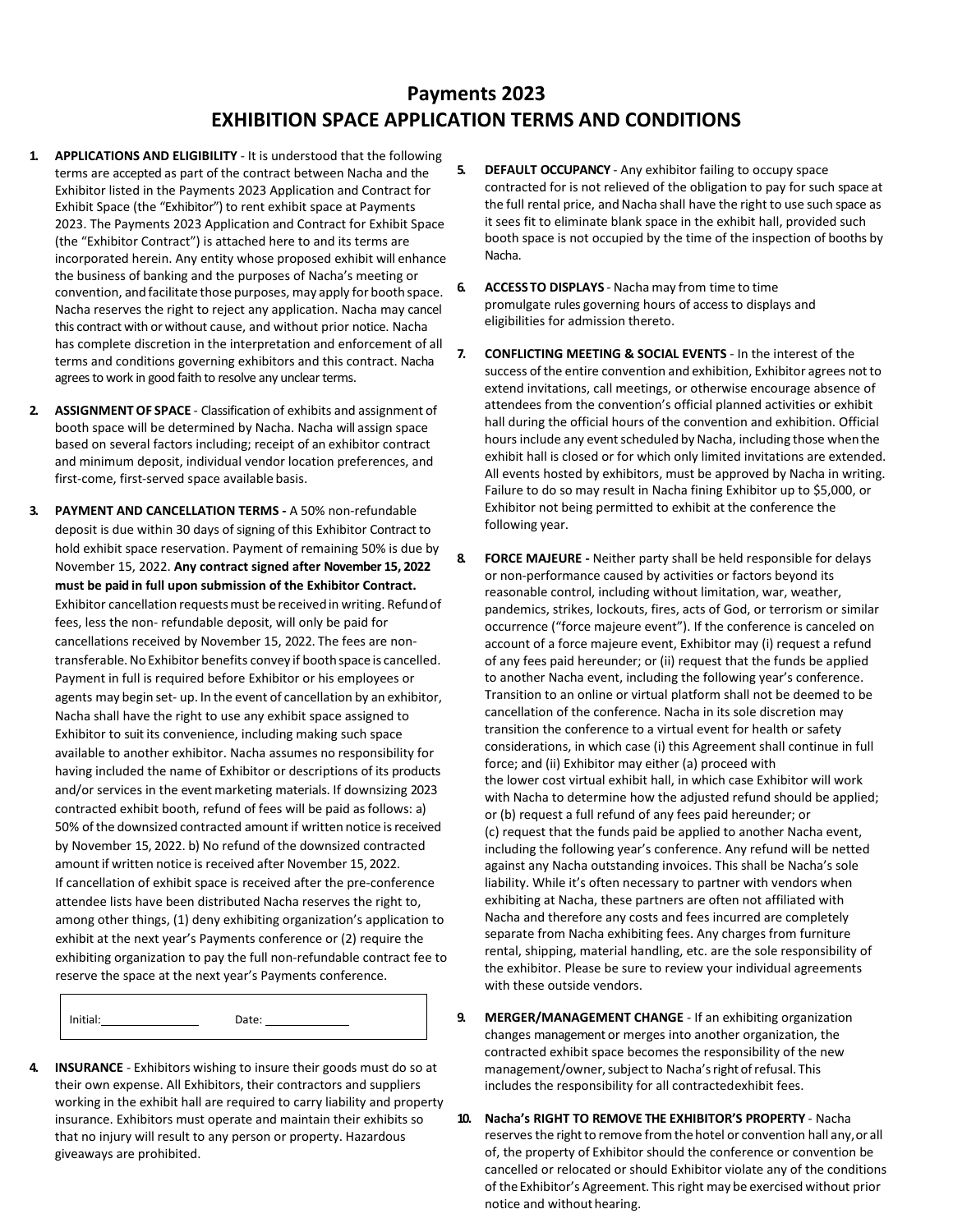# Payments 2023
# EXHIBITION SPACE APPLICATION TERMS AND CONDITIONS

1. **APPLICATIONS AND ELIGIBILITY** - It is understood that the following terms are accepted as part of the contract between Nacha and the Exhibitor listed in the Payments 2023 Application and Contract for Exhibit Space (the "Exhibitor") to rent exhibit space at Payments 2023. The Payments 2023 Application and Contract for Exhibit Space (the "Exhibitor Contract") is attached here to and its terms are incorporated herein. Any entity whose proposed exhibit will enhance the business of banking and the purposes of Nacha's meeting or convention, and facilitate those purposes, may apply for booth space. Nacha reserves the right to reject any application. Nacha may cancel this contract with or without cause, and without prior notice. Nacha has complete discretion in the interpretation and enforcement of all terms and conditions governing exhibitors and this contract. Nacha agrees to work in good faith to resolve any unclear terms.

2. **ASSIGNMENT OF SPACE** - Classification of exhibits and assignment of booth space will be determined by Nacha. Nacha will assign space based on several factors including; receipt of an exhibitor contract and minimum deposit, individual vendor location preferences, and first-come, first-served space available basis.

3. **PAYMENT AND CANCELLATION TERMS -** A 50% non-refundable deposit is due within 30 days of signing of this Exhibitor Contract to hold exhibit space reservation. Payment of remaining 50% is due by November 15, 2022. **Any contract signed after November 15, 2022 must be paid in full upon submission of the Exhibitor Contract.** Exhibitor cancellation requests must be received in writing. Refund of fees, less the non- refundable deposit, will only be paid for cancellations received by November 15, 2022. The fees are non-transferable. No Exhibitor benefits convey if booth space is cancelled. Payment in full is required before Exhibitor or his employees or agents may begin set- up. In the event of cancellation by an exhibitor, Nacha shall have the right to use any exhibit space assigned to Exhibitor to suit its convenience, including making such space available to another exhibitor. Nacha assumes no responsibility for having included the name of Exhibitor or descriptions of its products and/or services in the event marketing materials. If downsizing 2023 contracted exhibit booth, refund of fees will be paid as follows: a) 50% of the downsized contracted amount if written notice is received by November 15, 2022. b) No refund of the downsized contracted amount if written notice is received after November 15, 2022.
   If cancellation of exhibit space is received after the pre-conference attendee lists have been distributed Nacha reserves the right to, among other things, (1) deny exhibiting organization's application to exhibit at the next year's Payments conference or (2) require the exhibiting organization to pay the full non-refundable contract fee to reserve the space at the next year's Payments conference.

Initial:\_\_\_\_\_\_\_\_\_\_\_\_\_\_ Date: \_\_\_\_\_\_\_\_\_\_\_\_

4. **INSURANCE** - Exhibitors wishing to insure their goods must do so at their own expense. All Exhibitors, their contractors and suppliers working in the exhibit hall are required to carry liability and property insurance. Exhibitors must operate and maintain their exhibits so that no injury will result to any person or property. Hazardous giveaways are prohibited.

5. **DEFAULT OCCUPANCY** - Any exhibitor failing to occupy space contracted for is not relieved of the obligation to pay for such space at the full rental price, and Nacha shall have the right to use such space as it sees fit to eliminate blank space in the exhibit hall, provided such booth space is not occupied by the time of the inspection of booths by Nacha.

6. **ACCESS TO DISPLAYS** - Nacha may from time to time promulgate rules governing hours of access to displays and eligibilities for admission thereto.

7. **CONFLICTING MEETING & SOCIAL EVENTS** - In the interest of the success of the entire convention and exhibition, Exhibitor agrees not to extend invitations, call meetings, or otherwise encourage absence of attendees from the convention's official planned activities or exhibit hall during the official hours of the convention and exhibition. Official hours include any event scheduled by Nacha, including those when the exhibit hall is closed or for which only limited invitations are extended. All events hosted by exhibitors, must be approved by Nacha in writing. Failure to do so may result in Nacha fining Exhibitor up to $5,000, or Exhibitor not being permitted to exhibit at the conference the following year.

8. **FORCE MAJEURE -** Neither party shall be held responsible for delays or non-performance caused by activities or factors beyond its reasonable control, including without limitation, war, weather, pandemics, strikes, lockouts, fires, acts of God, or terrorism or similar occurrence ("force majeure event"). If the conference is canceled on account of a force majeure event, Exhibitor may (i) request a refund of any fees paid hereunder; or (ii) request that the funds be applied to another Nacha event, including the following year's conference. Transition to an online or virtual platform shall not be deemed to be cancellation of the conference. Nacha in its sole discretion may transition the conference to a virtual event for health or safety considerations, in which case (i) this Agreement shall continue in full force; and (ii) Exhibitor may either (a) proceed with the lower cost virtual exhibit hall, in which case Exhibitor will work with Nacha to determine how the adjusted refund should be applied; or (b) request a full refund of any fees paid hereunder; or (c) request that the funds paid be applied to another Nacha event, including the following year's conference. Any refund will be netted against any Nacha outstanding invoices. This shall be Nacha's sole liability. While it's often necessary to partner with vendors when exhibiting at Nacha, these partners are often not affiliated with Nacha and therefore any costs and fees incurred are completely separate from Nacha exhibiting fees. Any charges from furniture rental, shipping, material handling, etc. are the sole responsibility of the exhibitor. Please be sure to review your individual agreements with these outside vendors.

9. **MERGER/MANAGEMENT CHANGE** - If an exhibiting organization changes management or merges into another organization, the contracted exhibit space becomes the responsibility of the new management/owner, subject to Nacha's right of refusal. This includes the responsibility for all contracted exhibit fees.

10. **Nacha's RIGHT TO REMOVE THE EXHIBITOR'S PROPERTY** - Nacha reserves the right to remove from the hotel or convention hall any, or all of, the property of Exhibitor should the conference or convention be cancelled or relocated or should Exhibitor violate any of the conditions of the Exhibitor's Agreement. This right may be exercised without prior notice and without hearing.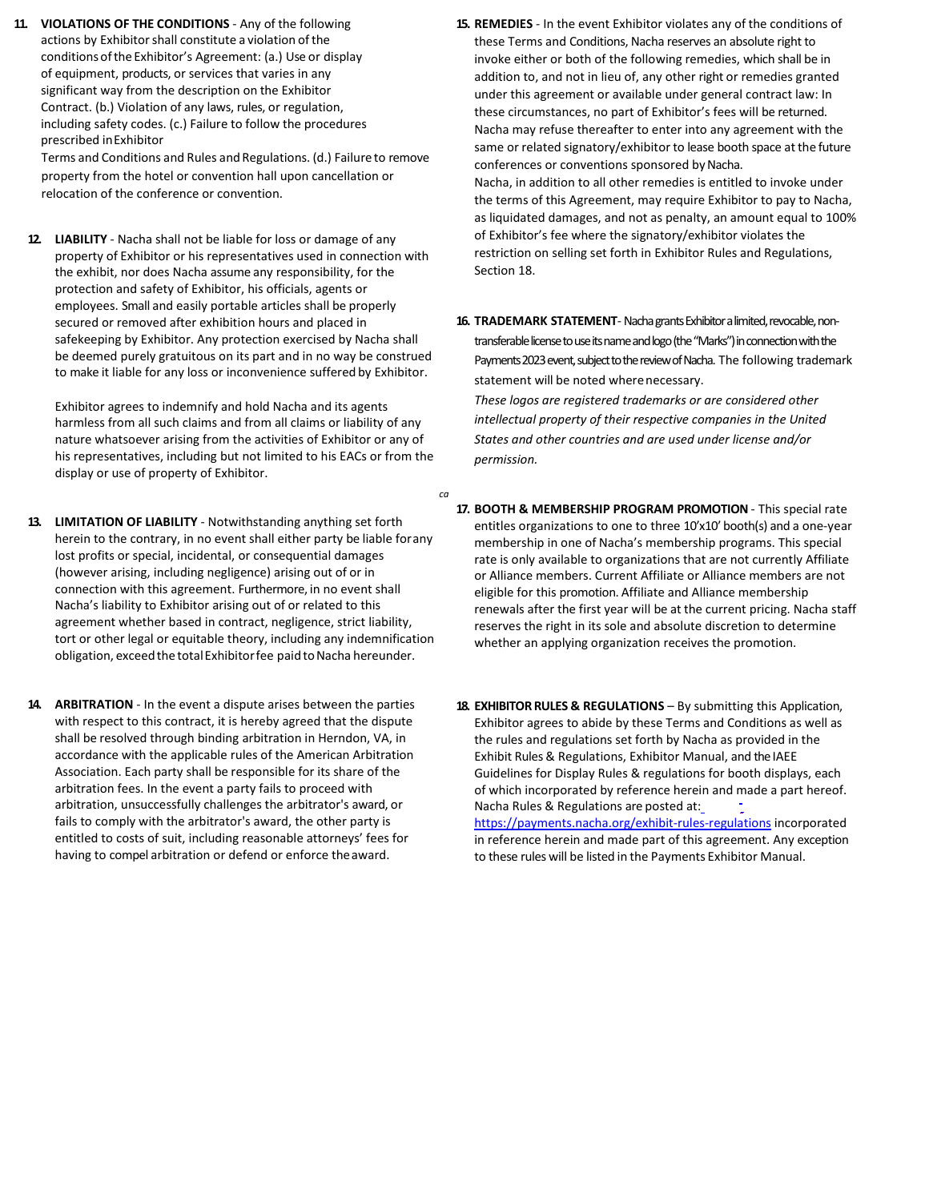11. **VIOLATIONS OF THE CONDITIONS** - Any of the following actions by Exhibitor shall constitute a violation of the conditions of the Exhibitor's Agreement: (a.) Use or display of equipment, products, or services that varies in any significant way from the description on the Exhibitor Contract. (b.) Violation of any laws, rules, or regulation, including safety codes. (c.) Failure to follow the procedures prescribed in Exhibitor Terms and Conditions and Rules and Regulations. (d.) Failure to remove property from the hotel or convention hall upon cancellation or relocation of the conference or convention.

12. **LIABILITY** - Nacha shall not be liable for loss or damage of any property of Exhibitor or his representatives used in connection with the exhibit, nor does Nacha assume any responsibility, for the protection and safety of Exhibitor, his officials, agents or employees. Small and easily portable articles shall be properly secured or removed after exhibition hours and placed in safekeeping by Exhibitor. Any protection exercised by Nacha shall be deemed purely gratuitous on its part and in no way be construed to make it liable for any loss or inconvenience suffered by Exhibitor.

    Exhibitor agrees to indemnify and hold Nacha and its agents harmless from all such claims and from all claims or liability of any nature whatsoever arising from the activities of Exhibitor or any of his representatives, including but not limited to his EACs or from the display or use of property of Exhibitor.

13. **LIMITATION OF LIABILITY** - Notwithstanding anything set forth herein to the contrary, in no event shall either party be liable for any lost profits or special, incidental, or consequential damages (however arising, including negligence) arising out of or in connection with this agreement. Furthermore, in no event shall Nacha's liability to Exhibitor arising out of or related to this agreement whether based in contract, negligence, strict liability, tort or other legal or equitable theory, including any indemnification obligation, exceed the total Exhibitor fee paid to Nacha hereunder.

14. **ARBITRATION** - In the event a dispute arises between the parties with respect to this contract, it is hereby agreed that the dispute shall be resolved through binding arbitration in Herndon, VA, in accordance with the applicable rules of the American Arbitration Association. Each party shall be responsible for its share of the arbitration fees. In the event a party fails to proceed with arbitration, unsuccessfully challenges the arbitrator's award, or fails to comply with the arbitrator's award, the other party is entitled to costs of suit, including reasonable attorneys' fees for having to compel arbitration or defend or enforce the award.

15. **REMEDIES** - In the event Exhibitor violates any of the conditions of these Terms and Conditions, Nacha reserves an absolute right to invoke either or both of the following remedies, which shall be in addition to, and not in lieu of, any other right or remedies granted under this agreement or available under general contract law: In these circumstances, no part of Exhibitor's fees will be returned. Nacha may refuse thereafter to enter into any agreement with the same or related signatory/exhibitor to lease booth space at the future conferences or conventions sponsored by Nacha.
    Nacha, in addition to all other remedies is entitled to invoke under the terms of this Agreement, may require Exhibitor to pay to Nacha, as liquidated damages, and not as penalty, an amount equal to 100% of Exhibitor's fee where the signatory/exhibitor violates the restriction on selling set forth in Exhibitor Rules and Regulations, Section 18.

16. **TRADEMARK STATEMENT**- Nacha grants Exhibitor a limited, revocable, non-transferable license to use its name and logo (the "Marks") in connection with the Payments 2023 event, subject to the review of Nacha. The following trademark statement will be noted where necessary.
    *These logos are registered trademarks or are considered other intellectual property of their respective companies in the United States and other countries and are used under license and/or permission.*

17. **BOOTH & MEMBERSHIP PROGRAM PROMOTION** - This special rate entitles organizations to one to three 10'x10' booth(s) and a one-year membership in one of Nacha's membership programs. This special rate is only available to organizations that are not currently Affiliate or Alliance members. Current Affiliate or Alliance members are not eligible for this promotion. Affiliate and Alliance membership renewals after the first year will be at the current pricing. Nacha staff reserves the right in its sole and absolute discretion to determine whether an applying organization receives the promotion.

18. **EXHIBITOR RULES & REGULATIONS** – By submitting this Application, Exhibitor agrees to abide by these Terms and Conditions as well as the rules and regulations set forth by Nacha as provided in the Exhibit Rules & Regulations, Exhibitor Manual, and the IAEE Guidelines for Display Rules & regulations for booth displays, each of which incorporated by reference herein and made a part hereof. Nacha Rules & Regulations are posted at: https://payments.nacha.org/exhibit-rules-regulations incorporated in reference herein and made part of this agreement. Any exception to these rules will be listed in the Payments Exhibitor Manual.